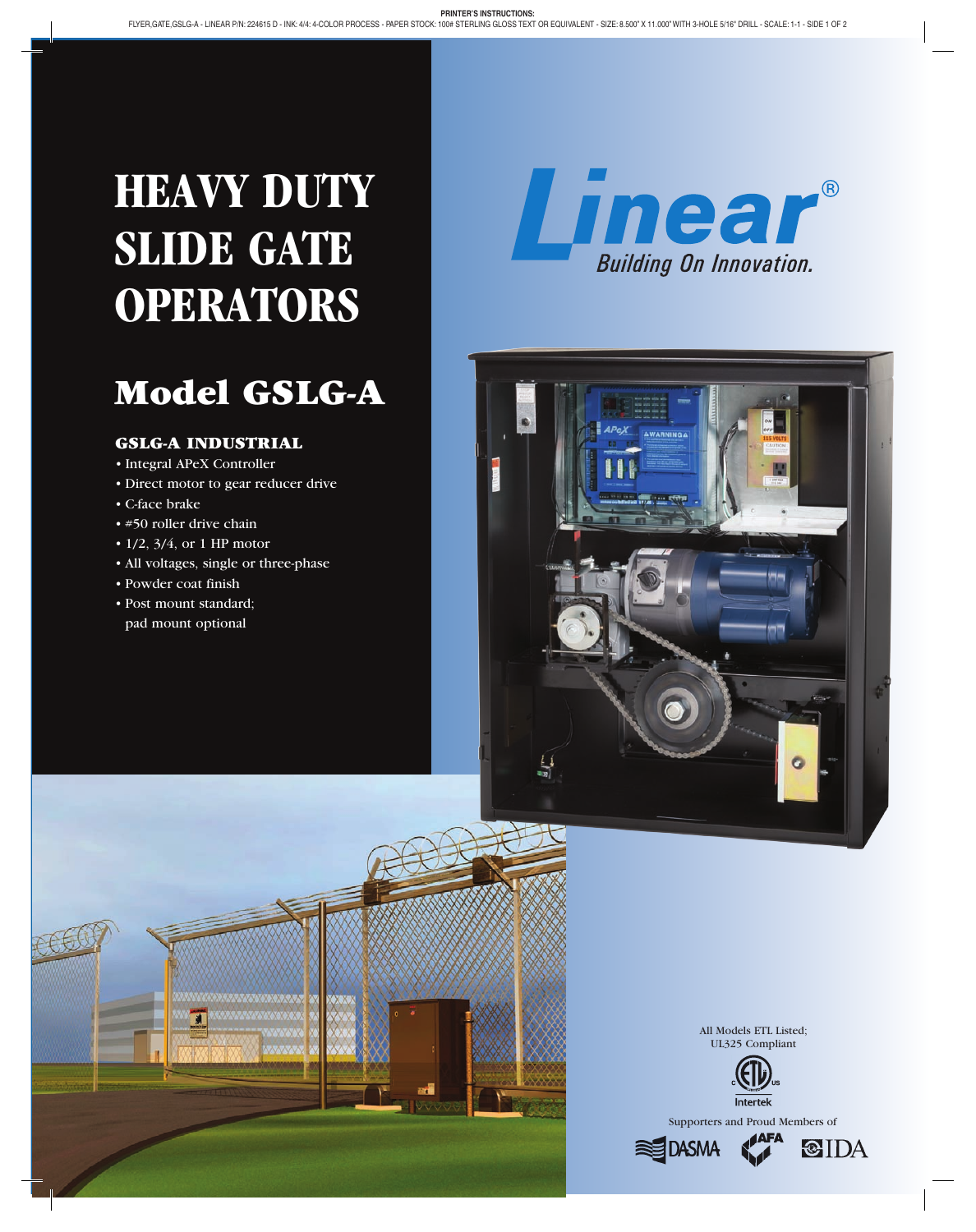# HEAVY DUTY SLIDE GATE OPERATORS

## Model GSLG-A

### GSLG-A INDUSTRIAL

- Integral APeX Controller
- Direct motor to gear reducer drive
- C-face brake
- #50 roller drive chain
- 1/2, 3/4, or 1 HP motor
- All voltages, single or three-phase
- Powder coat finish
- Post mount standard; pad mount optional

Linear®
*Building On Innovation.*

All Models ETL Listed; UL325 Compliant

Intertek

Supporters and Proud Members of

DASMA AFA IDA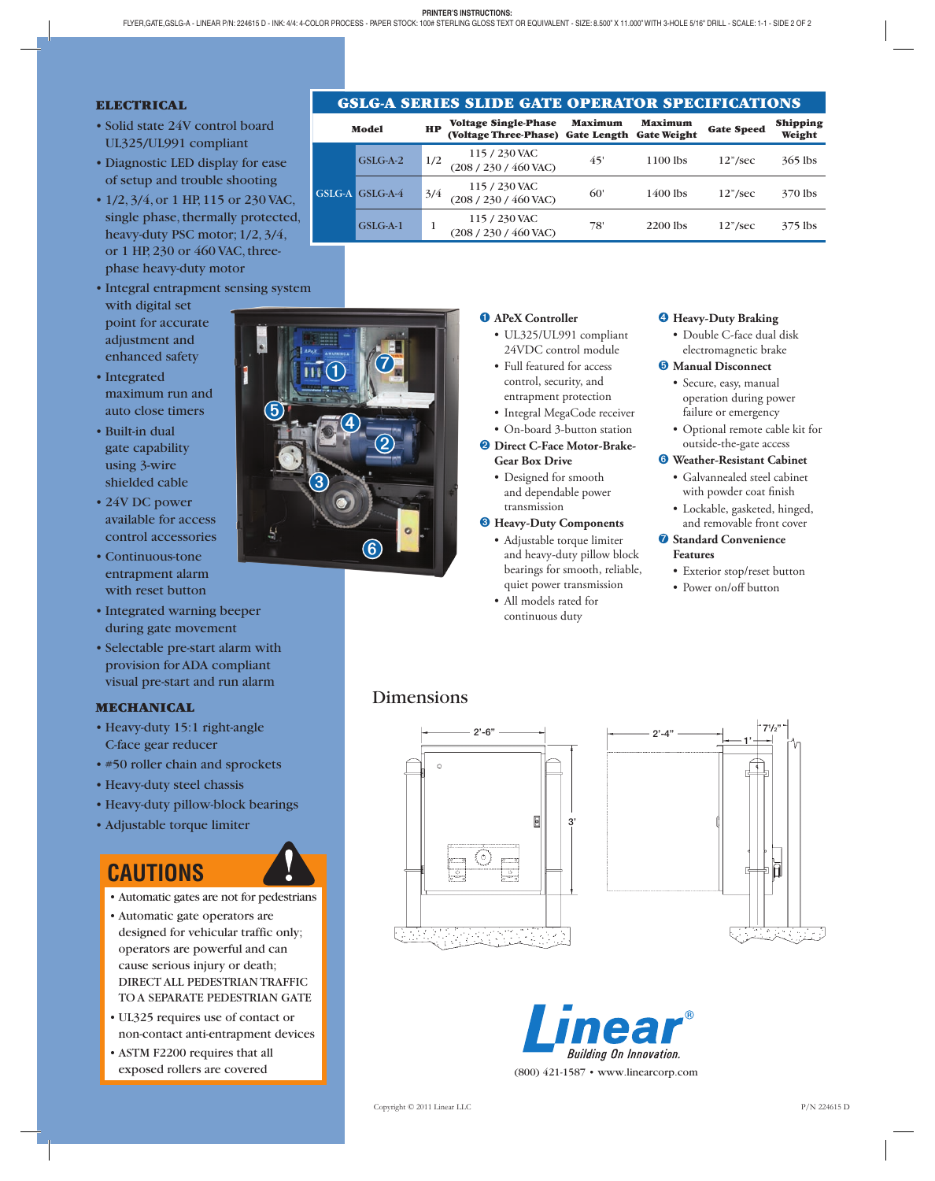## ELECTRICAL

- Solid state 24V control board UL325/UL991 compliant
- Diagnostic LED display for ease of setup and trouble shooting
- 1/2, 3/4, or 1 HP, 115 or 230 VAC, single phase, thermally protected, heavy-duty PSC motor; 1/2, 3/4, or 1 HP, 230 or 460 VAC, three-phase heavy-duty motor
- Integral entrapment sensing system with digital set point for accurate adjustment and enhanced safety
- Integrated maximum run and auto close timers
- Built-in dual gate capability using 3-wire shielded cable
- 24V DC power available for access control accessories
- Continuous-tone entrapment alarm with reset button
- Integrated warning beeper during gate movement
- Selectable pre-start alarm with provision for ADA compliant visual pre-start and run alarm

## MECHANICAL

- Heavy-duty 15:1 right-angle C-face gear reducer
- #50 roller chain and sprockets
- Heavy-duty steel chassis
- Heavy-duty pillow-block bearings
- Adjustable torque limiter

## CAUTIONS

- Automatic gates are not for pedestrians
- Automatic gate operators are designed for vehicular traffic only; operators are powerful and can cause serious injury or death; DIRECT ALL PEDESTRIAN TRAFFIC TO A SEPARATE PEDESTRIAN GATE
- UL325 requires use of contact or non-contact anti-entrapment devices
- ASTM F2200 requires that all exposed rollers are covered

## GSLG-A SERIES SLIDE GATE OPERATOR SPECIFICATIONS

| Model | | HP | Voltage Single-Phase (Voltage Three-Phase) | Maximum Gate Length | Maximum Gate Weight | Gate Speed | Shipping Weight |
|---|---|---|---|---|---|---|---|
| GSLG-A | GSLG-A-2 | 1/2 | 115 / 230 VAC (208 / 230 / 460 VAC) | 45' | 1100 lbs | 12"/sec | 365 lbs |
| | GSLG-A-4 | 3/4 | 115 / 230 VAC (208 / 230 / 460 VAC) | 60' | 1400 lbs | 12"/sec | 370 lbs |
| | GSLG-A-1 | 1 | 115 / 230 VAC (208 / 230 / 460 VAC) | 78' | 2200 lbs | 12"/sec | 375 lbs |

**1 APeX Controller**
- UL325/UL991 compliant 24VDC control module
- Full featured for access control, security, and entrapment protection
- Integral MegaCode receiver
- On-board 3-button station

**2 Direct C-Face Motor-Brake-Gear Box Drive**
- Designed for smooth and dependable power transmission

**3 Heavy-Duty Components**
- Adjustable torque limiter and heavy-duty pillow block bearings for smooth, reliable, quiet power transmission
- All models rated for continuous duty

**4 Heavy-Duty Braking**
- Double C-face dual disk electromagnetic brake

**5 Manual Disconnect**
- Secure, easy, manual operation during power failure or emergency
- Optional remote cable kit for outside-the-gate access

**6 Weather-Resistant Cabinet**
- Galvannealed steel cabinet with powder coat finish
- Lockable, gasketed, hinged, and removable front cover

**7 Standard Convenience Features**
- Exterior stop/reset button
- Power on/off button

## Dimensions

2'-6"
3'
2'-4"
1'
7 1/2"

**Linear®** Building On Innovation.

(800) 421-1587 • www.linearcorp.com

Copyright © 2011 Linear LLC

P/N 224615 D